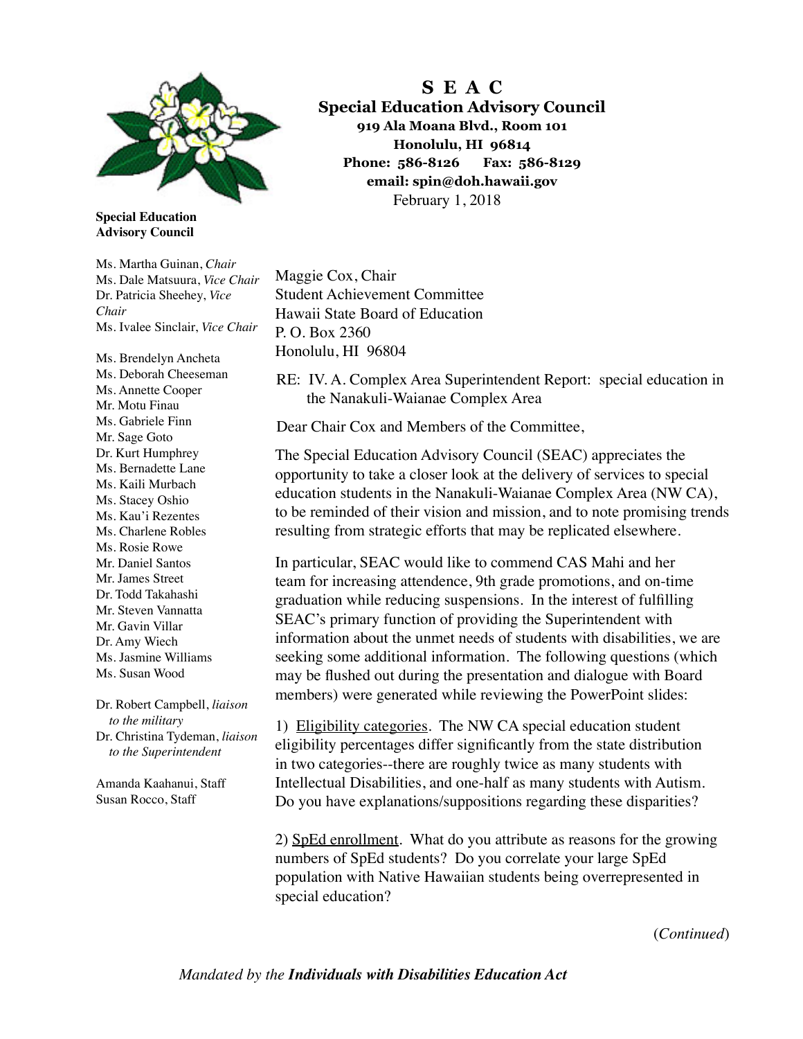# S E A C

## Special Education Advisory Council

**919 Ala Moana Blvd., Room 101**
**Honolulu, HI 96814**
**Phone: 586-8126 Fax: 586-8129**
**email: spin@doh.hawaii.gov**

February 1, 2018

**Special Education Advisory Council**

Ms. Martha Guinan, *Chair*
Ms. Dale Matsuura, *Vice Chair*
Dr. Patricia Sheehey, *Vice Chair*
Ms. Ivalee Sinclair, *Vice Chair*

Ms. Brendelyn Ancheta
Ms. Deborah Cheeseman
Ms. Annette Cooper
Mr. Motu Finau
Ms. Gabriele Finn
Mr. Sage Goto
Dr. Kurt Humphrey
Ms. Bernadette Lane
Ms. Kaili Murbach
Ms. Stacey Oshio
Ms. Kau'i Rezentes
Ms. Charlene Robles
Ms. Rosie Rowe
Mr. Daniel Santos
Mr. James Street
Dr. Todd Takahashi
Mr. Steven Vannatta
Mr. Gavin Villar
Dr. Amy Wiech
Ms. Jasmine Williams
Ms. Susan Wood

Dr. Robert Campbell, *liaison to the military*
Dr. Christina Tydeman, *liaison to the Superintendent*

Amanda Kaahanui, Staff
Susan Rocco, Staff

Maggie Cox, Chair
Student Achievement Committee
Hawaii State Board of Education
P. O. Box 2360
Honolulu, HI 96804

RE: IV. A. Complex Area Superintendent Report: special education in the Nanakuli-Waianae Complex Area

Dear Chair Cox and Members of the Committee,

The Special Education Advisory Council (SEAC) appreciates the opportunity to take a closer look at the delivery of services to special education students in the Nanakuli-Waianae Complex Area (NW CA), to be reminded of their vision and mission, and to note promising trends resulting from strategic efforts that may be replicated elsewhere.

In particular, SEAC would like to commend CAS Mahi and her team for increasing attendence, 9th grade promotions, and on-time graduation while reducing suspensions. In the interest of fulfilling SEAC's primary function of providing the Superintendent with information about the unmet needs of students with disabilities, we are seeking some additional information. The following questions (which may be flushed out during the presentation and dialogue with Board members) were generated while reviewing the PowerPoint slides:

1) <u>Eligibility categories</u>. The NW CA special education student eligibility percentages differ significantly from the state distribution in two categories--there are roughly twice as many students with Intellectual Disabilities, and one-half as many students with Autism. Do you have explanations/suppositions regarding these disparities?

2) <u>SpEd enrollment</u>. What do you attribute as reasons for the growing numbers of SpEd students? Do you correlate your large SpEd population with Native Hawaiian students being overrepresented in special education?

(*Continued*)

*Mandated by the **Individuals with Disabilities Education Act***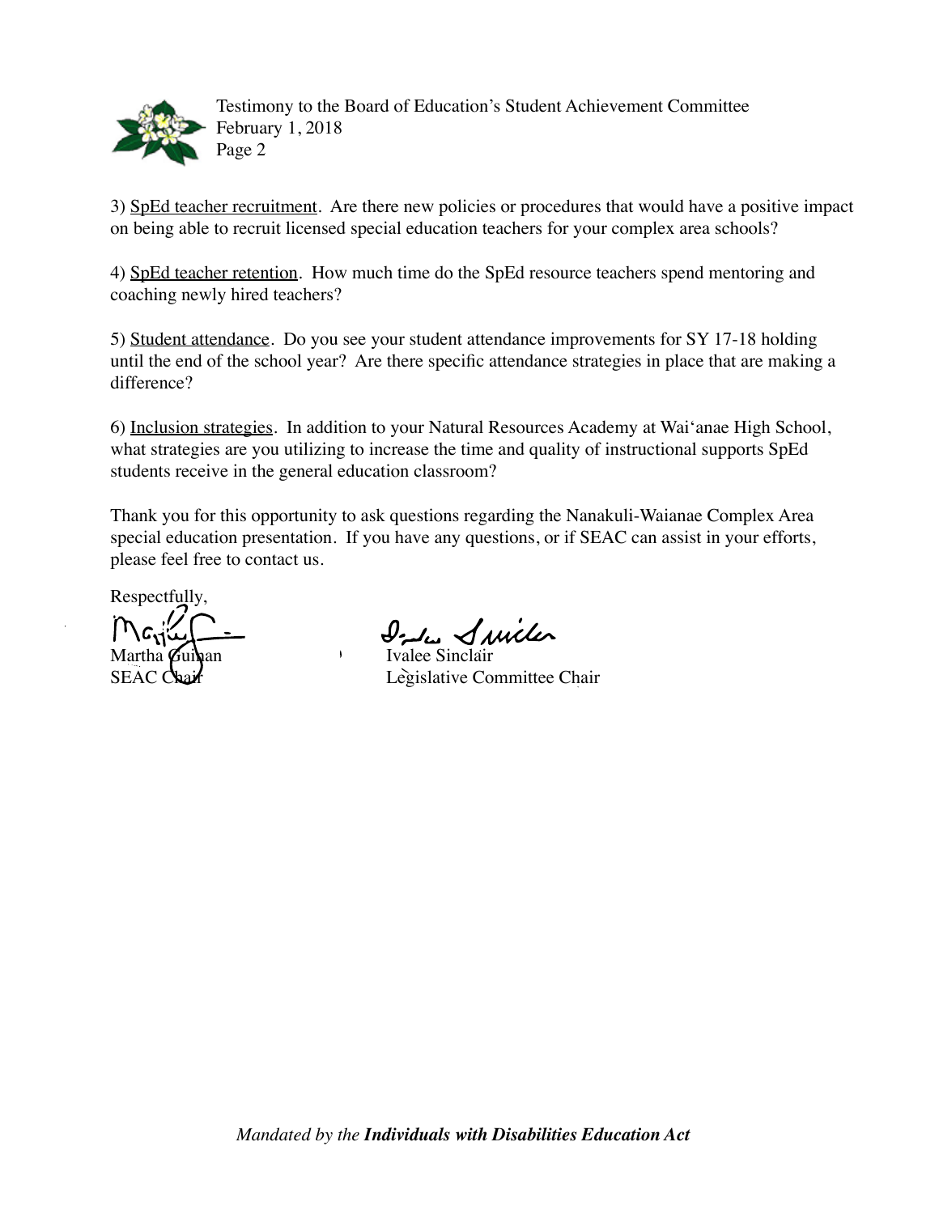3) <u>SpEd teacher recruitment</u>. Are there new policies or procedures that would have a positive impact on being able to recruit licensed special education teachers for your complex area schools?

4) <u>SpEd teacher retention</u>. How much time do the SpEd resource teachers spend mentoring and coaching newly hired teachers?

5) <u>Student attendance</u>. Do you see your student attendance improvements for SY 17-18 holding until the end of the school year? Are there specific attendance strategies in place that are making a difference?

6) <u>Inclusion strategies</u>. In addition to your Natural Resources Academy at Wai'anae High School, what strategies are you utilizing to increase the time and quality of instructional supports SpEd students receive in the general education classroom?

Thank you for this opportunity to ask questions regarding the Nanakuli-Waianae Complex Area special education presentation. If you have any questions, or if SEAC can assist in your efforts, please feel free to contact us.

Respectfully,

Martha Guinan
SEAC Chair

Ivalee Sinclair
Legislative Committee Chair

*Mandated by the **Individuals with Disabilities Education Act***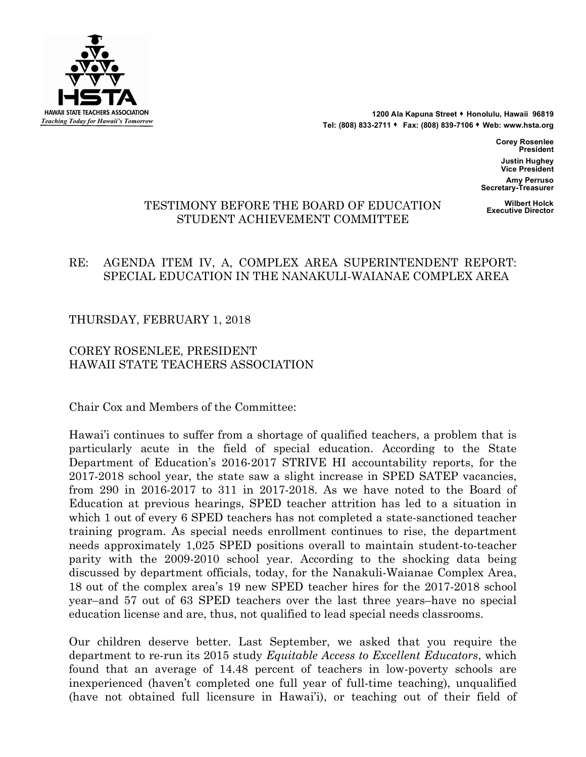HAWAII STATE TEACHERS ASSOCIATION
*Teaching Today for Hawaii's Tomorrow*

**1200 Ala Kapuna Street ♦ Honolulu, Hawaii 96819**
**Tel: (808) 833-2711 ♦ Fax: (808) 839-7106 ♦ Web: www.hsta.org**

**Corey Rosenlee**
**President**

**Justin Hughey**
**Vice President**

**Amy Perruso**
**Secretary-Treasurer**

**Wilbert Holck**
**Executive Director**

TESTIMONY BEFORE THE BOARD OF EDUCATION
STUDENT ACHIEVEMENT COMMITTEE

RE: AGENDA ITEM IV, A, COMPLEX AREA SUPERINTENDENT REPORT: SPECIAL EDUCATION IN THE NANAKULI-WAIANAE COMPLEX AREA

THURSDAY, FEBRUARY 1, 2018

COREY ROSENLEE, PRESIDENT
HAWAII STATE TEACHERS ASSOCIATION

Chair Cox and Members of the Committee:

Hawai'i continues to suffer from a shortage of qualified teachers, a problem that is particularly acute in the field of special education. According to the State Department of Education's 2016-2017 STRIVE HI accountability reports, for the 2017-2018 school year, the state saw a slight increase in SPED SATEP vacancies, from 290 in 2016-2017 to 311 in 2017-2018. As we have noted to the Board of Education at previous hearings, SPED teacher attrition has led to a situation in which 1 out of every 6 SPED teachers has not completed a state-sanctioned teacher training program. As special needs enrollment continues to rise, the department needs approximately 1,025 SPED positions overall to maintain student-to-teacher parity with the 2009-2010 school year. According to the shocking data being discussed by department officials, today, for the Nanakuli-Waianae Complex Area, 18 out of the complex area's 19 new SPED teacher hires for the 2017-2018 school year–and 57 out of 63 SPED teachers over the last three years–have no special education license and are, thus, not qualified to lead special needs classrooms.

Our children deserve better. Last September, we asked that you require the department to re-run its 2015 study *Equitable Access to Excellent Educators*, which found that an average of 14.48 percent of teachers in low-poverty schools are inexperienced (haven't completed one full year of full-time teaching), unqualified (have not obtained full licensure in Hawai'i), or teaching out of their field of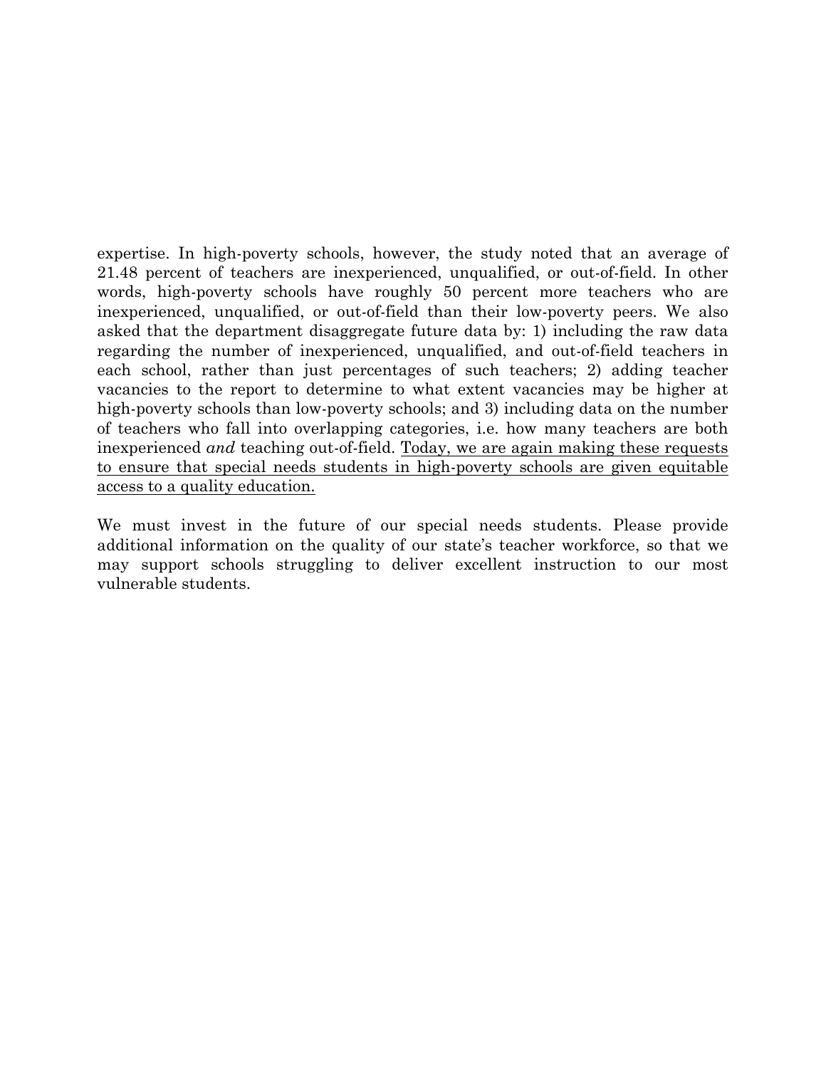expertise. In high-poverty schools, however, the study noted that an average of 21.48 percent of teachers are inexperienced, unqualified, or out-of-field. In other words, high-poverty schools have roughly 50 percent more teachers who are inexperienced, unqualified, or out-of-field than their low-poverty peers. We also asked that the department disaggregate future data by: 1) including the raw data regarding the number of inexperienced, unqualified, and out-of-field teachers in each school, rather than just percentages of such teachers; 2) adding teacher vacancies to the report to determine to what extent vacancies may be higher at high-poverty schools than low-poverty schools; and 3) including data on the number of teachers who fall into overlapping categories, i.e. how many teachers are both inexperienced *and* teaching out-of-field. <u>Today, we are again making these requests to ensure that special needs students in high-poverty schools are given equitable access to a quality education.</u>

We must invest in the future of our special needs students. Please provide additional information on the quality of our state's teacher workforce, so that we may support schools struggling to deliver excellent instruction to our most vulnerable students.